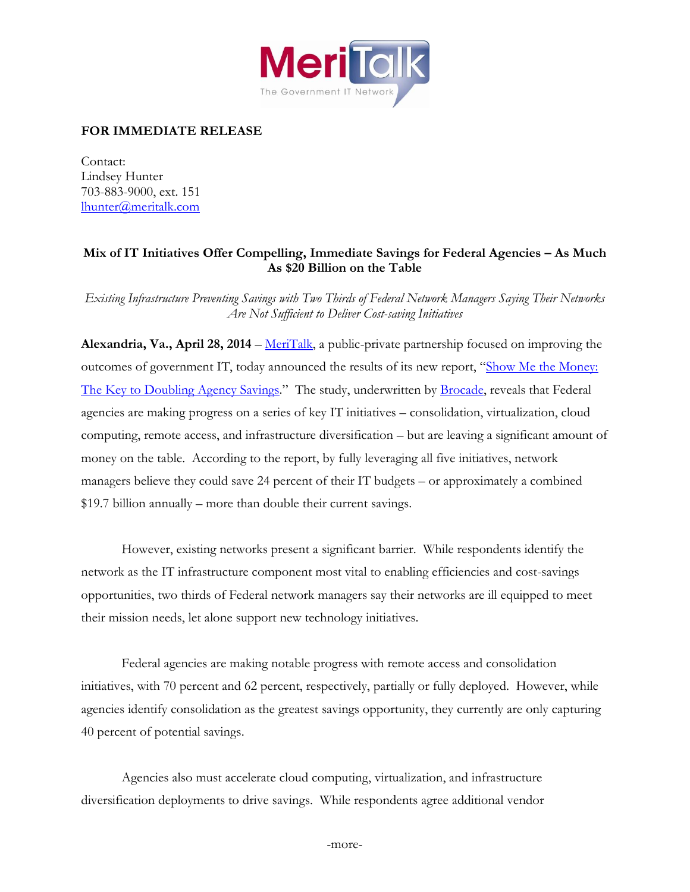MeriTalk
The Government IT Network

**FOR IMMEDIATE RELEASE**

Contact:
Lindsey Hunter
703-883-9000, ext. 151
lhunter@meritalk.com

## Mix of IT Initiatives Offer Compelling, Immediate Savings for Federal Agencies – As Much As $20 Billion on the Table

*Existing Infrastructure Preventing Savings with Two Thirds of Federal Network Managers Saying Their Networks Are Not Sufficient to Deliver Cost-saving Initiatives*

**Alexandria, Va., April 28, 2014** – MeriTalk, a public-private partnership focused on improving the outcomes of government IT, today announced the results of its new report, "Show Me the Money: The Key to Doubling Agency Savings." The study, underwritten by Brocade, reveals that Federal agencies are making progress on a series of key IT initiatives – consolidation, virtualization, cloud computing, remote access, and infrastructure diversification – but are leaving a significant amount of money on the table. According to the report, by fully leveraging all five initiatives, network managers believe they could save 24 percent of their IT budgets – or approximately a combined $19.7 billion annually – more than double their current savings.

However, existing networks present a significant barrier. While respondents identify the network as the IT infrastructure component most vital to enabling efficiencies and cost-savings opportunities, two thirds of Federal network managers say their networks are ill equipped to meet their mission needs, let alone support new technology initiatives.

Federal agencies are making notable progress with remote access and consolidation initiatives, with 70 percent and 62 percent, respectively, partially or fully deployed. However, while agencies identify consolidation as the greatest savings opportunity, they currently are only capturing 40 percent of potential savings.

Agencies also must accelerate cloud computing, virtualization, and infrastructure diversification deployments to drive savings. While respondents agree additional vendor

-more-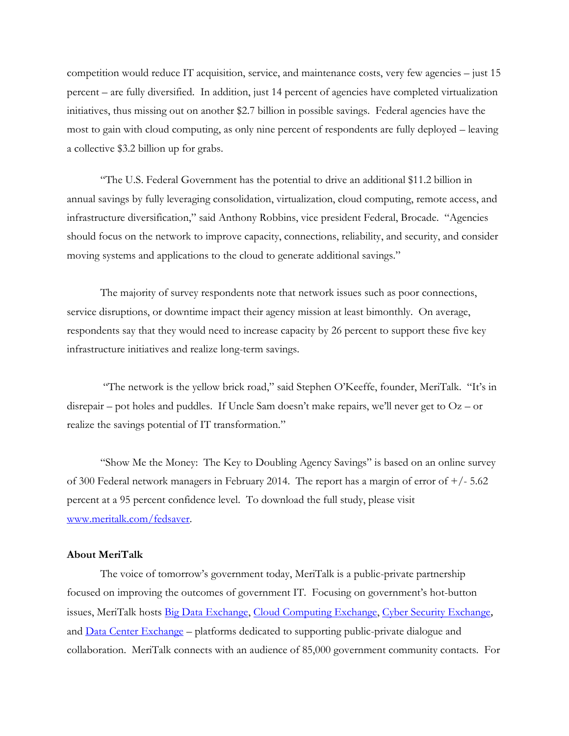competition would reduce IT acquisition, service, and maintenance costs, very few agencies – just 15 percent – are fully diversified. In addition, just 14 percent of agencies have completed virtualization initiatives, thus missing out on another $2.7 billion in possible savings. Federal agencies have the most to gain with cloud computing, as only nine percent of respondents are fully deployed – leaving a collective $3.2 billion up for grabs.

"The U.S. Federal Government has the potential to drive an additional $11.2 billion in annual savings by fully leveraging consolidation, virtualization, cloud computing, remote access, and infrastructure diversification," said Anthony Robbins, vice president Federal, Brocade. "Agencies should focus on the network to improve capacity, connections, reliability, and security, and consider moving systems and applications to the cloud to generate additional savings."

The majority of survey respondents note that network issues such as poor connections, service disruptions, or downtime impact their agency mission at least bimonthly. On average, respondents say that they would need to increase capacity by 26 percent to support these five key infrastructure initiatives and realize long-term savings.

"The network is the yellow brick road," said Stephen O'Keeffe, founder, MeriTalk. "It's in disrepair – pot holes and puddles. If Uncle Sam doesn't make repairs, we'll never get to Oz – or realize the savings potential of IT transformation."

"Show Me the Money: The Key to Doubling Agency Savings" is based on an online survey of 300 Federal network managers in February 2014. The report has a margin of error of +/- 5.62 percent at a 95 percent confidence level. To download the full study, please visit [www.meritalk.com/fedsaver](www.meritalk.com/fedsaver).

**About MeriTalk**

The voice of tomorrow's government today, MeriTalk is a public-private partnership focused on improving the outcomes of government IT. Focusing on government's hot-button issues, MeriTalk hosts Big Data Exchange, Cloud Computing Exchange, Cyber Security Exchange, and Data Center Exchange – platforms dedicated to supporting public-private dialogue and collaboration. MeriTalk connects with an audience of 85,000 government community contacts. For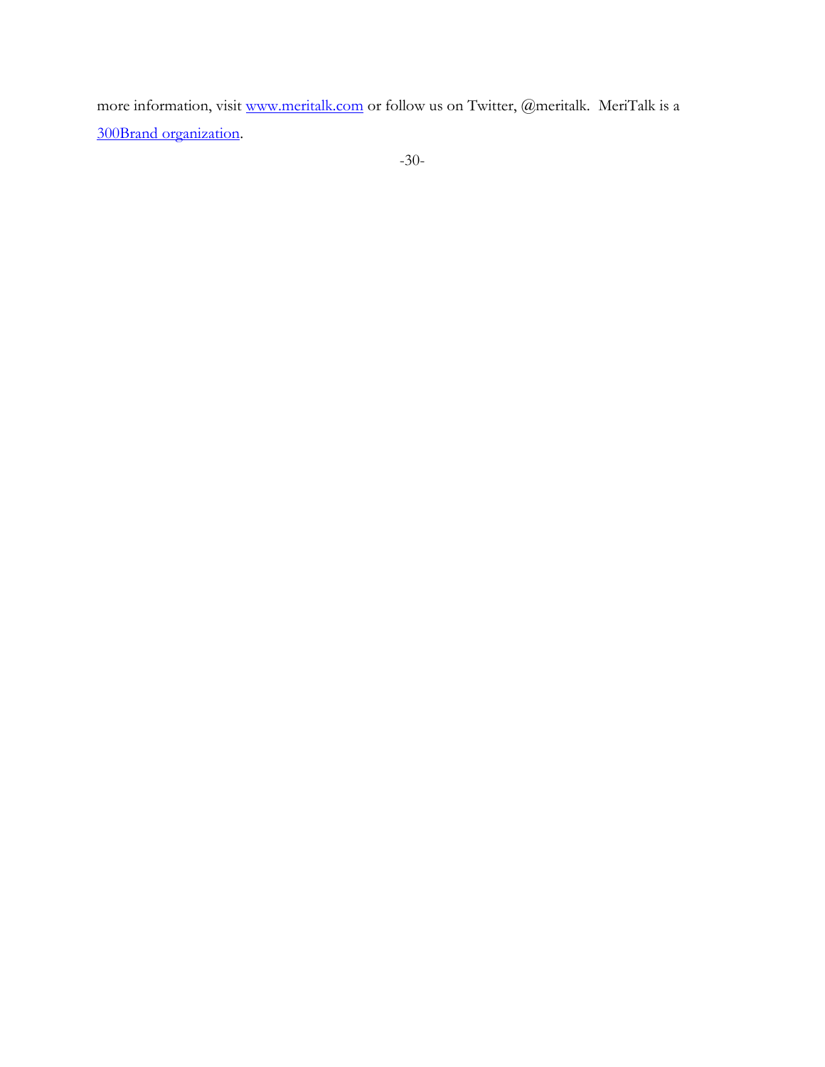more information, visit [www.meritalk.com](http://www.meritalk.com) or follow us on Twitter, @meritalk. MeriTalk is a [300Brand organization](#).

-30-